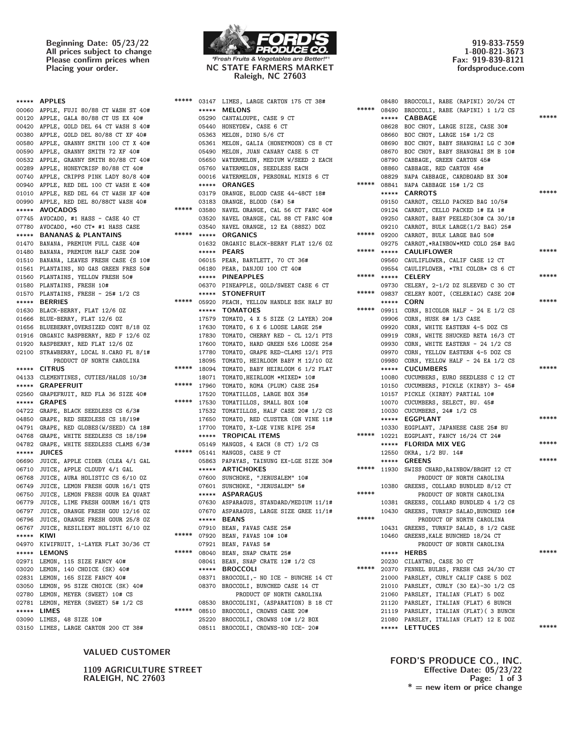Beginning Date: 05/23/22
All prices subject to change
Please confirm prices when
Placing your order.

**FORD'S PRODUCE CO.**
"Fresh Fruits & Vegetables are Better!"
**NC STATE FARMERS MARKET**
**Raleigh, NC 27603**

919-833-7559
1-800-821-3673
Fax: 919-839-8121
fordsproduce.com

***** **APPLES** *****

00060 APPLE, FUJI 80/88 CT WASH ST 40#
00120 APPLE, GALA 80/88 CT US EX 40#
00420 APPLE, GOLD DEL 64 CT WASH S 40#
00380 APPLE, GOLD DEL 80/88 CT XF 40#
00580 APPLE, GRANNY SMITH 100 CT X 40#
00590 APPLE, GRANNY SMITH 72 XF 40#
00532 APPLE, GRANNY SMITH 80/88 CT 40#
00289 APPLE, HONEYCRISP 80/88 CT 40#
00740 APPLE, CRIPPS PINK LADY 80/8 40#
00940 APPLE, RED DEL 100 CT WASH E 40#
01010 APPLE, RED DEL 64 CT WASH XF 40#
00990 APPLE, RED DEL 80/88CT WASH 40#

***** **AVOCADOS** *****

07745 AVOCADO, #1 HASS - CASE 40 CT
07780 AVOCADO, *60 CT* #1 HASS CASE

***** **BANANAS & PLANTAINS** *****

01470 BANANA, PREMIUM FULL CASE 40#
01480 BANANA, PREMIUM HALF CASE 20#
01510 BANANA, LEAVES FRESH CASE (S 10#
01561 PLANTAINS, NO GAS GREEN FRES 50#
01560 PLANTAINS, YELLOW FRESH 50#
01580 PLANTAINS, FRESH 10#
01570 PLANTAINS, FRESH - 25# 1/2 CS

***** **BERRIES** *****

01630 BLACK-BERRY, FLAT 12/6 OZ
01666 BLUE-BERRY, FLAT 12/6 OZ
01656 BLUEBERRY,OVERSIZED CONT 8/18 OZ
01916 ORGANIC RASPBERRY, RED F 12/6 OZ
01920 RASPBERRY, RED FLAT 12/6 OZ
02100 STRAWBERRY, LOCAL N.CARO FL 8/1#
PRODUCT OF NORTH CAROLINA

***** **CITRUS** *****

04133 CLEMENTINES, CUTIES/HALOS 10/3#

***** **GRAPEFRUIT** *****

02560 GRAPEFRUIT, RED FLA 36 SIZE 40#

***** **GRAPES** *****

04722 GRAPE, BLACK SEEDLESS CS 6/3#
04850 GRAPE, RED SEEDLESS CS 18/19#
04791 GRAPE, RED GLOBES(W/SEED) CA 18#
04768 GRAPE, WHITE SEEDLESS CS 18/19#
04782 GRAPE, WHITE SEEDLESS CLAMS 6/3#

***** **JUICES** *****

06690 JUICE, APPLE CIDER (CLEA 4/1 GAL
06710 JUICE, APPLE CLOUDY 4/1 GAL
06768 JUICE, AURA HOLISTIC CS 6/10 OZ
06749 JUICE, LEMON FRESH GOUR 16/1 QTS
06750 JUICE, LEMON FRESH GOUR EA QUART
06779 JUICE, LIME FRESH GOURM 16/1 QTS
06797 JUICE, ORANGE FRESH GOU 12/16 OZ
06796 JUICE, ORANGE FRESH GOUR 25/8 OZ
06767 JUICE, RESILIENT HOLISTI 6/10 OZ

***** **KIWI** *****

04970 KIWIFRUIT, 1-LAYER FLAT 30/36 CT

***** **LEMONS** *****

02971 LEMON, 115 SIZE FANCY 40#
03020 LEMON, 140 CHOICE (SK) 40#
02831 LEMON, 165 SIZE FANCY 40#
03050 LEMON, 95 SIZE CHOICE (SK) 40#
02780 LEMON, MEYER (SWEET) 10# CS
02781 LEMON, MEYER (SWEET) 5# 1/2 CS

***** **LIMES** *****

03090 LIMES, 48 SIZE 10#
03150 LIMES, LARGE CARTON 200 CT 38#
03147 LIMES, LARGE CARTON 175 CT 38#

***** **MELONS** *****

05290 CANTALOUPE, CASE 9 CT
05440 HONEYDEW, CASE 6 CT
05363 MELON, DINO 5/6 CT
05361 MELON, GALIA (HONEYMOON) CS 8 CT
05490 MELON, JUAN CANARY CASE 5 CT
05650 WATERMELON, MEDIUM W/SEED 2 EACH
05760 WATERMELON, SEEDLESS EACH
00016 WATERMELON, PERSONAL MINIS 6 CT

***** **ORANGES** *****

03179 ORANGE, BLOOD CASE 44-48CT 18#
03183 ORANGE, BLOOD (5#) 5#
03580 NAVEL ORANGE, CAL 56 CT FANC 40#
03520 NAVEL ORANGE, CAL 88 CT FANC 40#
03540 NAVEL ORANGE, 12 EA (88SZ) DOZ

***** **ORGANICS** *****

01632 ORGANIC BLACK-BERRY FLAT 12/6 OZ

***** **PEARS** *****

06015 PEAR, BARTLETT, 70 CT 36#
06180 PEAR, DANJOU 100 CT 40#

***** **PINEAPPLES** *****

06370 PINEAPPLE, GOLD/SWEET CASE 6 CT

***** **STONEFRUIT** *****

05920 PEACH, YELLOW HANDLE BSK HALF BU

***** **TOMATOES** *****

17579 TOMATO, 4 X 5 SIZE (2 LAYER) 20#
17630 TOMATO, 6 X 6 LOOSE LARGE 25#
17830 TOMATO, CHERRY RED - CL 12/1 PTS
17600 TOMATO, HARD GREEN 5X6 LOOSE 25#
17780 TOMATO, GRAPE RED-CLAMS 12/1 PTS
18095 TOMATO, HEIRLOOM BABY M 12/10 OZ
18094 TOMATO, BABY HEIRLOOM 6 1/2 FLAT
18071 TOMATO,HEIRLOOM *MIXED* 10#
17960 TOMATO, ROMA (PLUM) CASE 25#
17520 TOMATILLOS, LARGE BOX 35#
17530 TOMATILLOS, SMALL BOX 10#
17532 TOMATILLOS, HALF CASE 20# 1/2 CS
17650 TOMATO, RED CLUSTER (ON VINE 11#
17700 TOMATO, X-LGE VINE RIPE 25#

***** **TROPICAL ITEMS** *****

05149 MANGOS, 4 EACH (8 CT) 1/2 CS
05141 MANGOS, CASE 9 CT
05863 PAPAYAS, TAINUNG EX-LGE SIZE 30#

***** **ARTICHOKES** *****

07600 SUNCHOKE, "JERUSALEM" 10#
07601 SUNCHOKE, "JERUSALEM" 5#

***** **ASPARAGUS** *****

07630 ASPARAGUS, STANDARD/MEDIUM 11/1#
07670 ASPARAGUS, LARGE SIZE GREE 11/1#

***** **BEANS** *****

07910 BEAN, FAVAS CASE 25#
07920 BEAN, FAVAS 10# 10#
07921 BEAN, FAVAS 5#
08040 BEAN, SNAP CRATE 25#
08041 BEAN, SNAP CRATE 12# 1/2 CS

***** **BROCCOLI** *****

08371 BROCCOLI,- NO ICE - BUNCHE 14 CT
08370 BROCCOLI, BUNCHED CASE 14 CT
PRODUCT OF NORTH CAROLINA
08530 BROCCOLINI, (ASPARATION) B 18 CT
08510 BROCCOLI, CROWNS CASE 20#
25220 BROCCOLI, CROWNS 10# 1/2 BOX
08511 BROCCOLI, CROWNS-NO ICE- 20#
08480 BROCCOLI, RABE (RAPINI) 20/24 CT
08490 BROCCOLI, RABE (RAPINI) 1 1/2 CS

***** **CABBAGE** *****

08628 BOC CHOY, LARGE SIZE, CASE 30#
08660 BOC CHOY, LARGE 15# 1/2 CS
08690 BOC CHOY, BABY SHANGHAI LG C 30#
08670 BOC CHOY, BABY SHANGHAI SM B 10#
08790 CABBAGE, GREEN CARTON 45#
08860 CABBAGE, RED CARTON 45#
08829 NAPA CABBAGE, CARDBOARD BX 30#
08841 NAPA CABBAGE 15# 1/2 CS

***** **CARROTS** *****

09150 CARROT, CELLO PACKED BAG 10/5#
09124 CARROT, CELLO PACKED 1# EA 1#
09250 CARROT, BABY PEELED(30# CA 30/1#
09210 CARROT, BULK LARGE(1/2 BAG) 25#
09200 CARROT, BULK LARGE BAG 50#
09275 CARROT,*RAINBOW*MXD COLO 25# BAG

***** **CAULIFLOWER** *****

09560 CAULIFLOWER, CALIF CASE 12 CT
09554 CAULIFLOWER, *TRI COLOR* CS 6 CT

***** **CELERY** *****

09730 CELERY, 2-1/2 DZ SLEEVED C 30 CT
09837 CELERY ROOT, (CELERIAC) CASE 20#

***** **CORN** *****

09911 CORN, BICOLOR HALF - 24 E 1/2 CS
09906 CORN, HUSK 8# 1/3 CASE
09920 CORN, WHITE EASTERN 4-5 DOZ CS
09919 CORN, WHITE SHUCKED RETA 16/3 CT
09930 CORN, WHITE EASTERN - 24 1/2 CS
09970 CORN, YELLOW EASTERN 4-5 DOZ CS
09980 CORN, YELLOW HALF - 24 EA 1/2 CS

***** **CUCUMBERS** *****

10080 CUCUMBERS, EURO SEEDLESS C 12 CT
10150 CUCUMBERS, PICKLE (KIRBY) 3- 45#
10157 PICKLE (KIRBY) PARTIAL 10#
10070 CUCUMBERS, SELECT, BU. 45#
10030 CUCUMBERS, 24# 1/2 CS

***** **EGGPLANT** *****

10330 EGGPLANT, JAPANESE CASE 25# BU
10221 EGGPLANT, FANCY 16/24 CT 24#

***** **FLORIDA MIX VEG** *****

12550 OKRA, 1/2 BU. 14#

***** **GREENS** *****

11930 SWISS CHARD,RAINBOW/BRGHT 12 CT
PRODUCT OF NORTH CAROLINA
10380 GREENS, COLLARD BUNDLED 8/12 CT
PRODUCT OF NORTH CAROLINA
10381 GREENS, COLLARD BUNDLED 4 1/2 CS
10430 GREENS, TURNIP SALAD,BUNCHED 16#
PRODUCT OF NORTH CAROLINA
10431 GREENS, TURNIP SALAD, 8 1/2 CASE
10460 GREENS,KALE BUNCHED 18/24 CT
PRODUCT OF NORTH CAROLINA

***** **HERBS** *****

20230 CILANTRO, CASE 30 CT
20370 FENNEL BULBS, FRESH CAS 24/30 CT
21000 PARSLEY, CURLY CALIF CASE 5 DOZ
21010 PARSLEY, CURLY (30 EA)-30 1/2 CS
21060 PARSLEY, ITALIAN (FLAT) 5 DOZ
21120 PARSLEY, ITALIAN (FLAT) 6 BUNCH
21119 PARSLEY, ITALIAN (FLAT)( 3 BUNCH
21080 PARSLEY, ITALIAN (FLAT) 12 E DOZ

***** **LETTUCES** *****

**VALUED CUSTOMER**

**1109 AGRICULTURE STREET**
**RALEIGH, NC 27603**

**FORD'S PRODUCE CO., INC.**
**Effective Date: 05/23/22**
**Page: 1 of 3**
*** = new item or price change**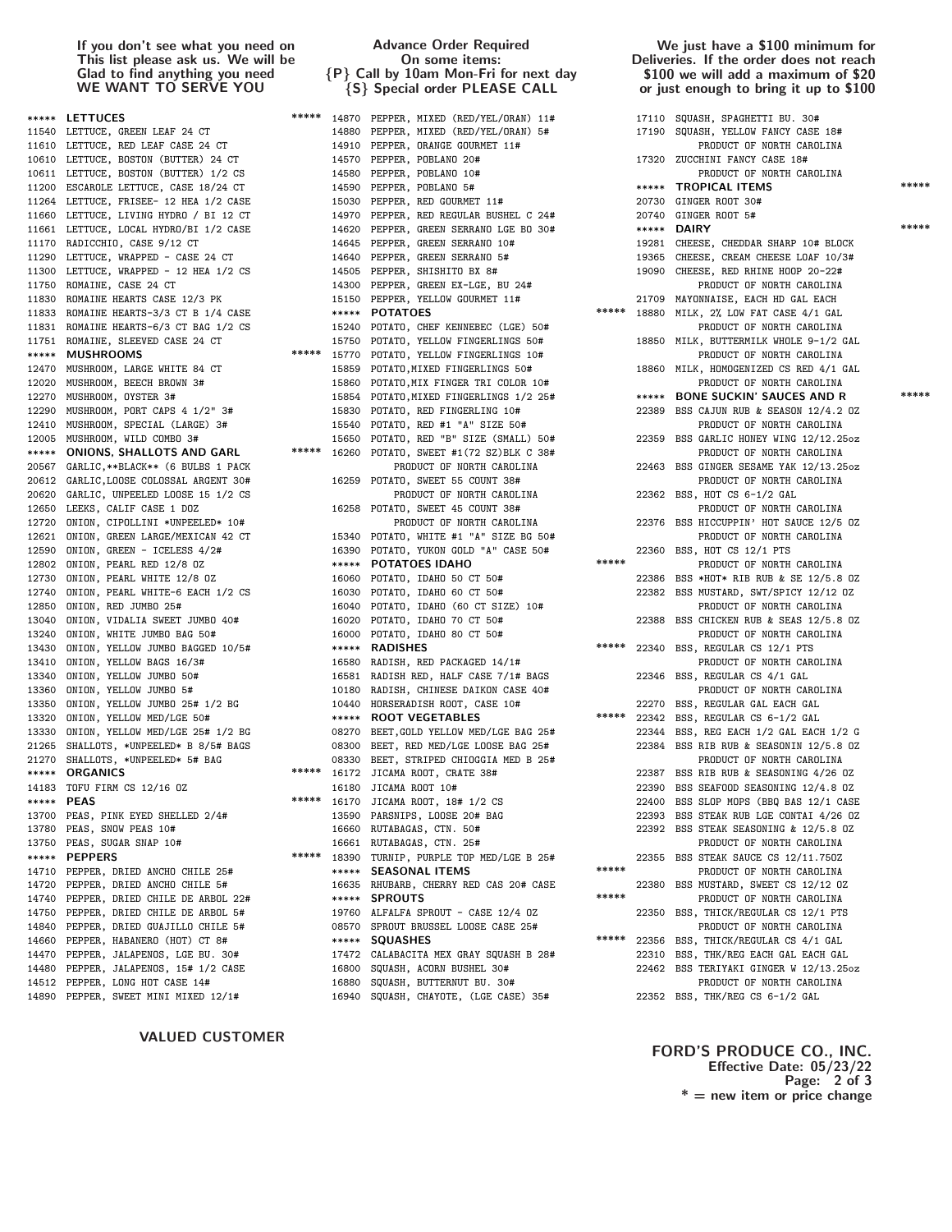**If you don't see what you need on This list please ask us. We will be Glad to find anything you need WE WANT TO SERVE YOU**

**Advance Order Required On some items: {P} Call by 10am Mon-Fri for next day {S} Special order PLEASE CALL**

**We just have a $100 minimum for Deliveries. If the order does not reach $100 we will add a maximum of $20 or just enough to bring it up to $100**

```
***** LETTUCES *****
11540 LETTUCE, GREEN LEAF 24 CT
11610 LETTUCE, RED LEAF CASE 24 CT
10610 LETTUCE, BOSTON (BUTTER) 24 CT
10611 LETTUCE, BOSTON (BUTTER) 1/2 CS
11200 ESCAROLE LETTUCE, CASE 18/24 CT
11264 LETTUCE, FRISEE- 12 HEA 1/2 CASE
11660 LETTUCE, LIVING HYDRO / BI 12 CT
11661 LETTUCE, LOCAL HYDRO/BI 1/2 CASE
11170 RADICCHIO, CASE 9/12 CT
11290 LETTUCE, WRAPPED - CASE 24 CT
11300 LETTUCE, WRAPPED - 12 HEA 1/2 CS
11750 ROMAINE, CASE 24 CT
11830 ROMAINE HEARTS CASE 12/3 PK
11833 ROMAINE HEARTS-3/3 CT B 1/4 CASE
11831 ROMAINE HEARTS-6/3 CT BAG 1/2 CS
11751 ROMAINE, SLEEVED CASE 24 CT
***** MUSHROOMS *****
12470 MUSHROOM, LARGE WHITE 84 CT
12020 MUSHROOM, BEECH BROWN 3#
12270 MUSHROOM, OYSTER 3#
12290 MUSHROOM, PORT CAPS 4 1/2" 3#
12410 MUSHROOM, SPECIAL (LARGE) 3#
12005 MUSHROOM, WILD COMBO 3#
***** ONIONS, SHALLOTS AND GARL *****
20567 GARLIC,**BLACK** (6 BULBS 1 PACK
20612 GARLIC,LOOSE COLOSSAL ARGENT 30#
20620 GARLIC, UNPEELED LOOSE 15 1/2 CS
12650 LEEKS, CALIF CASE 1 DOZ
12720 ONION, CIPOLLINI *UNPEELED* 10#
12621 ONION, GREEN LARGE/MEXICAN 42 CT
12590 ONION, GREEN - ICELESS 4/2#
12802 ONION, PEARL RED 12/8 OZ
12730 ONION, PEARL WHITE 12/8 OZ
12740 ONION, PEARL WHITE-6 EACH 1/2 CS
12850 ONION, RED JUMBO 25#
13040 ONION, VIDALIA SWEET JUMBO 40#
13240 ONION, WHITE JUMBO BAG 50#
13430 ONION, YELLOW JUMBO BAGGED 10/5#
13410 ONION, YELLOW BAGS 16/3#
13340 ONION, YELLOW JUMBO 50#
13360 ONION, YELLOW JUMBO 5#
13350 ONION, YELLOW JUMBO 25# 1/2 BG
13320 ONION, YELLOW MED/LGE 50#
13330 ONION, YELLOW MED/LGE 25# 1/2 BG
21265 SHALLOTS, *UNPEELED* B 8/5# BAGS
21270 SHALLOTS, *UNPEELED* 5# BAG
***** ORGANICS *****
14183 TOFU FIRM CS 12/16 OZ
***** PEAS *****
13700 PEAS, PINK EYED SHELLED 2/4#
13780 PEAS, SNOW PEAS 10#
13750 PEAS, SUGAR SNAP 10#
***** PEPPERS *****
14710 PEPPER, DRIED ANCHO CHILE 25#
14720 PEPPER, DRIED ANCHO CHILE 5#
14740 PEPPER, DRIED CHILE DE ARBOL 22#
14750 PEPPER, DRIED CHILE DE ARBOL 5#
14840 PEPPER, DRIED GUAJILLO CHILE 5#
14660 PEPPER, HABANERO (HOT) CT 8#
14470 PEPPER, JALAPENOS, LGE BU. 30#
14480 PEPPER, JALAPENOS, 15# 1/2 CASE
14512 PEPPER, LONG HOT CASE 14#
14890 PEPPER, SWEET MINI MIXED 12/1#
14870 PEPPER, MIXED (RED/YEL/ORAN) 11#
14880 PEPPER, MIXED (RED/YEL/ORAN) 5#
14910 PEPPER, ORANGE GOURMET 11#
14570 PEPPER, POBLANO 20#
14580 PEPPER, POBLANO 10#
14590 PEPPER, POBLANO 5#
15030 PEPPER, RED GOURMET 11#
14970 PEPPER, RED REGULAR BUSHEL C 24#
14620 PEPPER, GREEN SERRANO LGE BO 30#
14645 PEPPER, GREEN SERRANO 10#
14640 PEPPER, GREEN SERRANO 5#
14505 PEPPER, SHISHITO BX 8#
14300 PEPPER, GREEN EX-LGE, BU 24#
15150 PEPPER, YELLOW GOURMET 11#
***** POTATOES *****
15240 POTATO, CHEF KENNEBEC (LGE) 50#
15750 POTATO, YELLOW FINGERLINGS 50#
15770 POTATO, YELLOW FINGERLINGS 10#
15859 POTATO,MIXED FINGERLINGS 50#
15860 POTATO,MIX FINGER TRI COLOR 10#
15854 POTATO,MIXED FINGERLINGS 1/2 25#
15830 POTATO, RED FINGERLING 10#
15540 POTATO, RED #1 "A" SIZE 50#
15650 POTATO, RED "B" SIZE (SMALL) 50#
16260 POTATO, SWEET #1(72 SZ)BLK C 38#
      PRODUCT OF NORTH CAROLINA
16259 POTATO, SWEET 55 COUNT 38#
      PRODUCT OF NORTH CAROLINA
16258 POTATO, SWEET 45 COUNT 38#
      PRODUCT OF NORTH CAROLINA
15340 POTATO, WHITE #1 "A" SIZE BG 50#
16390 POTATO, YUKON GOLD "A" CASE 50#
***** POTATOES IDAHO *****
16060 POTATO, IDAHO 50 CT 50#
16030 POTATO, IDAHO 60 CT 50#
16040 POTATO, IDAHO (60 CT SIZE) 10#
16020 POTATO, IDAHO 70 CT 50#
16000 POTATO, IDAHO 80 CT 50#
***** RADISHES *****
16580 RADISH, RED PACKAGED 14/1#
16581 RADISH RED, HALF CASE 7/1# BAGS
10180 RADISH, CHINESE DAIKON CASE 40#
10440 HORSERADISH ROOT, CASE 10#
***** ROOT VEGETABLES *****
08270 BEET,GOLD YELLOW MED/LGE BAG 25#
08300 BEET, RED MED/LGE LOOSE BAG 25#
08330 BEET, STRIPED CHIOGGIA MED B 25#
16172 JICAMA ROOT, CRATE 38#
16180 JICAMA ROOT 10#
16170 JICAMA ROOT, 18# 1/2 CS
13590 PARSNIPS, LOOSE 20# BAG
16660 RUTABAGAS, CTN. 50#
16661 RUTABAGAS, CTN. 25#
18390 TURNIP, PURPLE TOP MED/LGE B 25#
***** SEASONAL ITEMS *****
16635 RHUBARB, CHERRY RED CAS 20# CASE
***** SPROUTS *****
19760 ALFALFA SPROUT - CASE 12/4 OZ
08570 SPROUT BRUSSEL LOOSE CASE 25#
***** SQUASHES *****
17472 CALABACITA MEX GRAY SQUASH B 28#
16800 SQUASH, ACORN BUSHEL 30#
16880 SQUASH, BUTTERNUT BU. 30#
16940 SQUASH, CHAYOTE, (LGE CASE) 35#
17110 SQUASH, SPAGHETTI BU. 30#
17190 SQUASH, YELLOW FANCY CASE 18#
      PRODUCT OF NORTH CAROLINA
17320 ZUCCHINI FANCY CASE 18#
      PRODUCT OF NORTH CAROLINA
***** TROPICAL ITEMS *****
20730 GINGER ROOT 30#
20740 GINGER ROOT 5#
***** DAIRY *****
19281 CHEESE, CHEDDAR SHARP 10# BLOCK
19365 CHEESE, CREAM CHEESE LOAF 10/3#
19090 CHEESE, RED RHINE HOOP 20-22#
      PRODUCT OF NORTH CAROLINA
21709 MAYONNAISE, EACH HD GAL EACH
18880 MILK, 2% LOW FAT CASE 4/1 GAL
      PRODUCT OF NORTH CAROLINA
18850 MILK, BUTTERMILK WHOLE 9-1/2 GAL
      PRODUCT OF NORTH CAROLINA
18860 MILK, HOMOGENIZED CS RED 4/1 GAL
      PRODUCT OF NORTH CAROLINA
***** BONE SUCKIN' SAUCES AND R *****
22389 BSS CAJUN RUB & SEASON 12/4.2 OZ
      PRODUCT OF NORTH CAROLINA
22359 BSS GARLIC HONEY WING 12/12.25oz
      PRODUCT OF NORTH CAROLINA
22463 BSS GINGER SESAME YAK 12/13.25oz
      PRODUCT OF NORTH CAROLINA
22362 BSS, HOT CS 6-1/2 GAL
      PRODUCT OF NORTH CAROLINA
22376 BSS HICCUPPIN' HOT SAUCE 12/5 OZ
      PRODUCT OF NORTH CAROLINA
22360 BSS, HOT CS 12/1 PTS
      PRODUCT OF NORTH CAROLINA
22386 BSS *HOT* RIB RUB & SE 12/5.8 OZ
22382 BSS MUSTARD, SWT/SPICY 12/12 OZ
      PRODUCT OF NORTH CAROLINA
22388 BSS CHICKEN RUB & SEAS 12/5.8 OZ
      PRODUCT OF NORTH CAROLINA
22340 BSS, REGULAR CS 12/1 PTS
      PRODUCT OF NORTH CAROLINA
22346 BSS, REGULAR CS 4/1 GAL
      PRODUCT OF NORTH CAROLINA
22270 BSS, REGULAR GAL EACH GAL
22342 BSS, REGULAR CS 6-1/2 GAL
22344 BSS, REG EACH 1/2 GAL EACH 1/2 G
22384 BSS RIB RUB & SEASONIN 12/5.8 OZ
      PRODUCT OF NORTH CAROLINA
22387 BSS RIB RUB & SEASONING 4/26 OZ
22390 BSS SEAFOOD SEASONING 12/4.8 OZ
22400 BSS SLOP MOPS (BBQ BAS 12/1 CASE
22393 BSS STEAK RUB LGE CONTAI 4/26 OZ
22392 BSS STEAK SEASONING & 12/5.8 OZ
      PRODUCT OF NORTH CAROLINA
22355 BSS STEAK SAUCE CS 12/11.75OZ
      PRODUCT OF NORTH CAROLINA
22380 BSS MUSTARD, SWEET CS 12/12 OZ
      PRODUCT OF NORTH CAROLINA
22350 BSS, THICK/REGULAR CS 12/1 PTS
      PRODUCT OF NORTH CAROLINA
22356 BSS, THICK/REGULAR CS 4/1 GAL
22310 BSS, THK/REG EACH GAL EACH GAL
22462 BSS TERIYAKI GINGER W 12/13.25oz
      PRODUCT OF NORTH CAROLINA
22352 BSS, THK/REG CS 6-1/2 GAL
```

**VALUED CUSTOMER**

**FORD'S PRODUCE CO., INC.**
**Effective Date: 05/23/22**
**\* = new item or price change**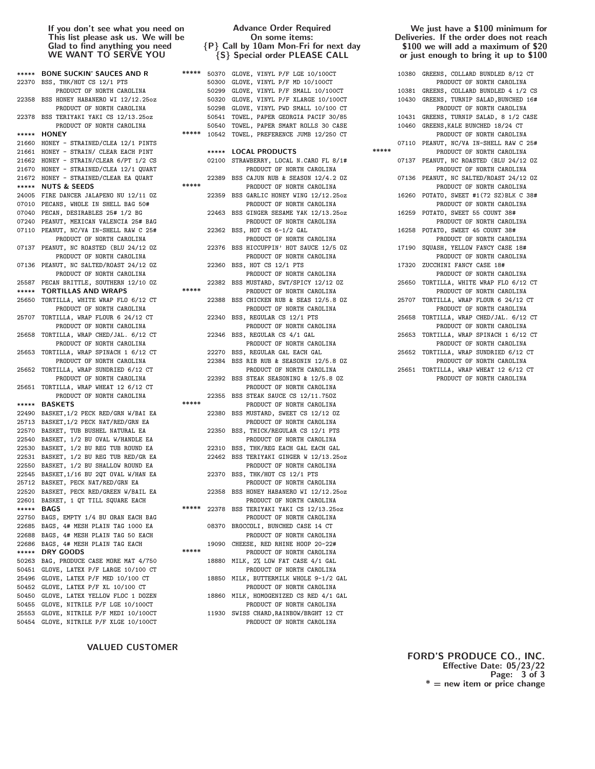If you don't see what you need on This list please ask us. We will be Glad to find anything you need
**WE WANT TO SERVE YOU**

Advance Order Required On some items:
{P} Call by 10am Mon-Fri for next day
{S} Special order PLEASE CALL

We just have a $100 minimum for Deliveries. If the order does not reach $100 we will add a maximum of $20 or just enough to bring it up to $100

***** **BONE SUCKIN' SAUCES AND R** *****

22370 BSS, THK/HOT CS 12/1 PTS
PRODUCT OF NORTH CAROLINA
22358 BSS HONEY HABANERO WI 12/12.25oz
PRODUCT OF NORTH CAROLINA
22378 BSS TERIYAKI YAKI CS 12/13.25oz
PRODUCT OF NORTH CAROLINA

***** **HONEY**

21660 HONEY - STRAINED/CLEA 12/1 PINTS
21661 HONEY - STRAIN/ CLEAR EACH PINT
21662 HONEY - STRAIN/CLEAR 6/PT 1/2 CS
21670 HONEY - STRAINED/CLEA 12/1 QUART
21672 HONEY - STRAINED/CLEAR EA QUART

***** **NUTS & SEEDS** *****

24005 FIRE DANCER JALAPENO NU 12/11 OZ
07010 PECANS, WHOLE IN SHELL BAG 50#
07040 PECAN, DESIRABLES 25# 1/2 BG
07240 PEANUT, MEXICAN VALENCIA 25# BAG
07110 PEANUT, NC/VA IN-SHELL RAW C 25#
PRODUCT OF NORTH CAROLINA
07137 PEANUT, NC ROASTED (BLU 24/12 OZ
PRODUCT OF NORTH CAROLINA
07136 PEANUT, NC SALTED/ROAST 24/12 OZ
PRODUCT OF NORTH CAROLINA
25587 PECAN BRITTLE, SOUTHERN 12/10 OZ

***** **TORTILLAS AND WRAPS** *****

25650 TORTILLA, WHITE WRAP FLO 6/12 CT
PRODUCT OF NORTH CAROLINA
25707 TORTILLA, WRAP FLOUR 6 24/12 CT
PRODUCT OF NORTH CAROLINA
25658 TORTILLA, WRAP CHED/JAL. 6/12 CT
PRODUCT OF NORTH CAROLINA
25653 TORTILLA, WRAP SPINACH 1 6/12 CT
PRODUCT OF NORTH CAROLINA
25652 TORTILLA, WRAP SUNDRIED 6/12 CT
PRODUCT OF NORTH CAROLINA
25651 TORTILLA, WRAP WHEAT 12 6/12 CT
PRODUCT OF NORTH CAROLINA

***** **BASKETS** *****

22490 BASKET,1/2 PECK RED/GRN W/BAI EA
25713 BASKET,1/2 PECK NAT/RED/GRN EA
22570 BASKET, TUB BUSHEL NATURAL EA
22540 BASKET, 1/2 BU OVAL W/HANDLE EA
22530 BASKET, 1/2 BU REG TUB ROUND EA
22531 BASKET, 1/2 BU REG TUB RED/GR EA
22550 BASKET, 1/2 BU SHALLOW ROUND EA
22545 BASKET,1/16 BU 2QT OVAL W/HAN EA
25712 BASKET, PECK NAT/RED/GRN EA
22520 BASKET, PECK RED/GREEN W/BAIL EA
22601 BASKET, 1 QT TILL SQUARE EACH

***** **BAGS** *****

22750 BAGS, EMPTY 1/4 BU ORAN EACH BAG
22685 BAGS, 4# MESH PLAIN TAG 1000 EA
22688 BAGS, 4# MESH PLAIN TAG 50 EACH
22686 BAGS, 4# MESH PLAIN TAG EACH

***** **DRY GOODS** *****

50263 BAG, PRODUCE CASE MORE MAT 4/750
50451 GLOVE, LATEX P/F LARGE 10/100 CT
25496 GLOVE, LATEX P/F MED 10/100 CT
50452 GLOVE, LATEX P/F XL 10/100 CT
50450 GLOVE, LATEX YELLOW FLOC 1 DOZEN
50455 GLOVE, NITRILE P/F LGE 10/100CT
25553 GLOVE, NITRILE P/F MEDI 10/100CT
50454 GLOVE, NITRILE P/F XLGE 10/100CT
50370 GLOVE, VINYL P/F LGE 10/100CT
50300 GLOVE, VINYL P/F MD 10/100CT
50299 GLOVE, VINYL P/F SMALL 10/100CT
50320 GLOVE, VINYL P/F XLARGE 10/100CT
50298 GLOVE, VINYL PWD SMALL 10/100 CT
50541 TOWEL, PAPER GEORGIA PACIF 30/85
50540 TOWEL, PAPER SMART ROLLS 30 CASE
***** 10542 TOWEL, PREFERENCE JUMB 12/250 CT

***** **LOCAL PRODUCTS** *****

02100 STRAWBERRY, LOCAL N.CARO FL 8/1#
PRODUCT OF NORTH CAROLINA
22389 BSS CAJUN RUB & SEASON 12/4.2 OZ
PRODUCT OF NORTH CAROLINA
22359 BSS GARLIC HONEY WING 12/12.25oz
PRODUCT OF NORTH CAROLINA
22463 BSS GINGER SESAME YAK 12/13.25oz
PRODUCT OF NORTH CAROLINA
22362 BSS, HOT CS 6-1/2 GAL
PRODUCT OF NORTH CAROLINA
22376 BSS HICCUPPIN' HOT SAUCE 12/5 OZ
PRODUCT OF NORTH CAROLINA
22360 BSS, HOT CS 12/1 PTS
PRODUCT OF NORTH CAROLINA
22382 BSS MUSTARD, SWT/SPICY 12/12 OZ
PRODUCT OF NORTH CAROLINA
22388 BSS CHICKEN RUB & SEAS 12/5.8 OZ
PRODUCT OF NORTH CAROLINA
22340 BSS, REGULAR CS 12/1 PTS
PRODUCT OF NORTH CAROLINA
22346 BSS, REGULAR CS 4/1 GAL
PRODUCT OF NORTH CAROLINA
22270 BSS, REGULAR GAL EACH GAL
22384 BSS RIB RUB & SEASONIN 12/5.8 OZ
PRODUCT OF NORTH CAROLINA
22392 BSS STEAK SEASONING & 12/5.8 OZ
PRODUCT OF NORTH CAROLINA
22355 BSS STEAK SAUCE CS 12/11.75OZ
PRODUCT OF NORTH CAROLINA
22380 BSS MUSTARD, SWEET CS 12/12 OZ
PRODUCT OF NORTH CAROLINA
22350 BSS, THICK/REGULAR CS 12/1 PTS
PRODUCT OF NORTH CAROLINA
22310 BSS, THK/REG EACH GAL EACH GAL
22462 BSS TERIYAKI GINGER W 12/13.25oz
PRODUCT OF NORTH CAROLINA
22370 BSS, THK/HOT CS 12/1 PTS
PRODUCT OF NORTH CAROLINA
22358 BSS HONEY HABANERO WI 12/12.25oz
PRODUCT OF NORTH CAROLINA
***** 22378 BSS TERIYAKI YAKI CS 12/13.25oz
PRODUCT OF NORTH CAROLINA
08370 BROCCOLI, BUNCHED CASE 14 CT
PRODUCT OF NORTH CAROLINA
19090 CHEESE, RED RHINE HOOP 20-22#
PRODUCT OF NORTH CAROLINA
18880 MILK, 2% LOW FAT CASE 4/1 GAL
PRODUCT OF NORTH CAROLINA
18850 MILK, BUTTERMILK WHOLE 9-1/2 GAL
PRODUCT OF NORTH CAROLINA
18860 MILK, HOMOGENIZED CS RED 4/1 GAL
PRODUCT OF NORTH CAROLINA
11930 SWISS CHARD,RAINBOW/BRGHT 12 CT
PRODUCT OF NORTH CAROLINA
10380 GREENS, COLLARD BUNDLED 8/12 CT
PRODUCT OF NORTH CAROLINA
10381 GREENS, COLLARD BUNDLED 4 1/2 CS
10430 GREENS, TURNIP SALAD,BUNCHED 16#
PRODUCT OF NORTH CAROLINA
10431 GREENS, TURNIP SALAD, 8 1/2 CASE
10460 GREENS,KALE BUNCHED 18/24 CT
PRODUCT OF NORTH CAROLINA
07110 PEANUT, NC/VA IN-SHELL RAW C 25#
PRODUCT OF NORTH CAROLINA
07137 PEANUT, NC ROASTED (BLU 24/12 OZ
PRODUCT OF NORTH CAROLINA
07136 PEANUT, NC SALTED/ROAST 24/12 OZ
PRODUCT OF NORTH CAROLINA
16260 POTATO, SWEET #1(72 SZ)BLK C 38#
PRODUCT OF NORTH CAROLINA
16259 POTATO, SWEET 55 COUNT 38#
PRODUCT OF NORTH CAROLINA
16258 POTATO, SWEET 45 COUNT 38#
PRODUCT OF NORTH CAROLINA
17190 SQUASH, YELLOW FANCY CASE 18#
PRODUCT OF NORTH CAROLINA
17320 ZUCCHINI FANCY CASE 18#
PRODUCT OF NORTH CAROLINA
25650 TORTILLA, WHITE WRAP FLO 6/12 CT
PRODUCT OF NORTH CAROLINA
25707 TORTILLA, WRAP FLOUR 6 24/12 CT
PRODUCT OF NORTH CAROLINA
25658 TORTILLA, WRAP CHED/JAL. 6/12 CT
PRODUCT OF NORTH CAROLINA
25653 TORTILLA, WRAP SPINACH 1 6/12 CT
PRODUCT OF NORTH CAROLINA
25652 TORTILLA, WRAP SUNDRIED 6/12 CT
PRODUCT OF NORTH CAROLINA
25651 TORTILLA, WRAP WHEAT 12 6/12 CT
PRODUCT OF NORTH CAROLINA

**VALUED CUSTOMER**

**FORD'S PRODUCE CO., INC.**
**Effective Date: 05/23/22**
**\* = new item or price change**